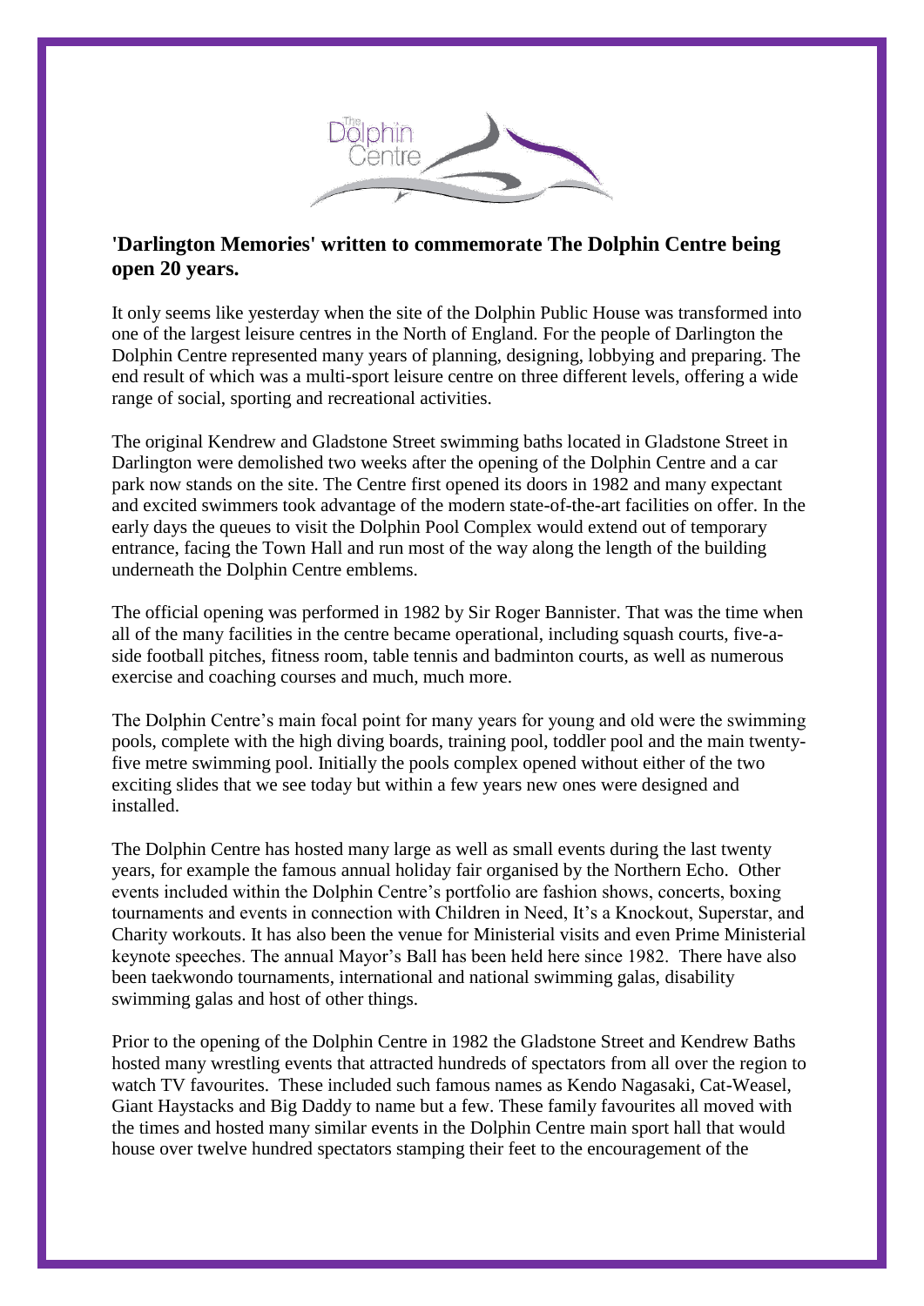**'Darlington Memories' written to commemorate The Dolphin Centre being open 20 years.**

It only seems like yesterday when the site of the Dolphin Public House was transformed into one of the largest leisure centres in the North of England. For the people of Darlington the Dolphin Centre represented many years of planning, designing, lobbying and preparing. The end result of which was a multi-sport leisure centre on three different levels, offering a wide range of social, sporting and recreational activities.

The original Kendrew and Gladstone Street swimming baths located in Gladstone Street in Darlington were demolished two weeks after the opening of the Dolphin Centre and a car park now stands on the site. The Centre first opened its doors in 1982 and many expectant and excited swimmers took advantage of the modern state-of-the-art facilities on offer. In the early days the queues to visit the Dolphin Pool Complex would extend out of temporary entrance, facing the Town Hall and run most of the way along the length of the building underneath the Dolphin Centre emblems.

The official opening was performed in 1982 by Sir Roger Bannister. That was the time when all of the many facilities in the centre became operational, including squash courts, five-a-side football pitches, fitness room, table tennis and badminton courts, as well as numerous exercise and coaching courses and much, much more.

The Dolphin Centre's main focal point for many years for young and old were the swimming pools, complete with the high diving boards, training pool, toddler pool and the main twenty-five metre swimming pool. Initially the pools complex opened without either of the two exciting slides that we see today but within a few years new ones were designed and installed.

The Dolphin Centre has hosted many large as well as small events during the last twenty years, for example the famous annual holiday fair organised by the Northern Echo. Other events included within the Dolphin Centre's portfolio are fashion shows, concerts, boxing tournaments and events in connection with Children in Need, It's a Knockout, Superstar, and Charity workouts. It has also been the venue for Ministerial visits and even Prime Ministerial keynote speeches. The annual Mayor's Ball has been held here since 1982. There have also been taekwondo tournaments, international and national swimming galas, disability swimming galas and host of other things.

Prior to the opening of the Dolphin Centre in 1982 the Gladstone Street and Kendrew Baths hosted many wrestling events that attracted hundreds of spectators from all over the region to watch TV favourites. These included such famous names as Kendo Nagasaki, Cat-Weasel, Giant Haystacks and Big Daddy to name but a few. These family favourites all moved with the times and hosted many similar events in the Dolphin Centre main sport hall that would house over twelve hundred spectators stamping their feet to the encouragement of the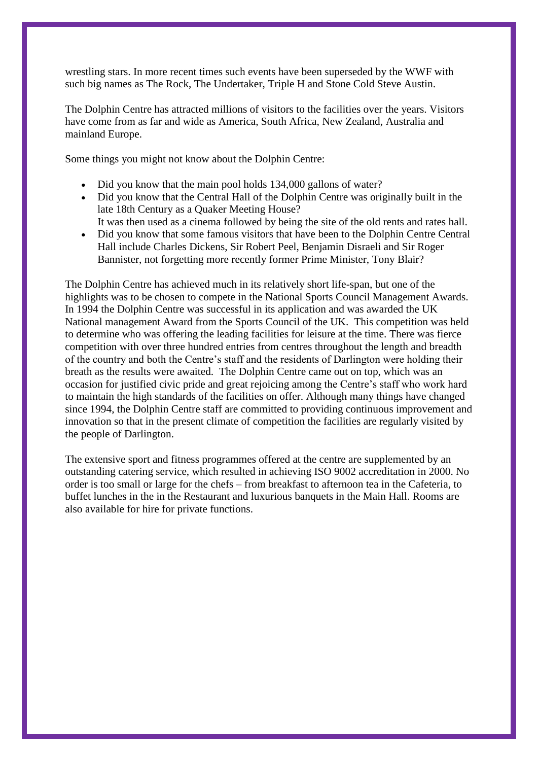wrestling stars. In more recent times such events have been superseded by the WWF with such big names as The Rock, The Undertaker, Triple H and Stone Cold Steve Austin.

The Dolphin Centre has attracted millions of visitors to the facilities over the years. Visitors have come from as far and wide as America, South Africa, New Zealand, Australia and mainland Europe.

Some things you might not know about the Dolphin Centre:

- Did you know that the main pool holds 134,000 gallons of water?
- Did you know that the Central Hall of the Dolphin Centre was originally built in the late 18th Century as a Quaker Meeting House?
  It was then used as a cinema followed by being the site of the old rents and rates hall.
- Did you know that some famous visitors that have been to the Dolphin Centre Central Hall include Charles Dickens, Sir Robert Peel, Benjamin Disraeli and Sir Roger Bannister, not forgetting more recently former Prime Minister, Tony Blair?

The Dolphin Centre has achieved much in its relatively short life-span, but one of the highlights was to be chosen to compete in the National Sports Council Management Awards. In 1994 the Dolphin Centre was successful in its application and was awarded the UK National management Award from the Sports Council of the UK. This competition was held to determine who was offering the leading facilities for leisure at the time. There was fierce competition with over three hundred entries from centres throughout the length and breadth of the country and both the Centre's staff and the residents of Darlington were holding their breath as the results were awaited. The Dolphin Centre came out on top, which was an occasion for justified civic pride and great rejoicing among the Centre's staff who work hard to maintain the high standards of the facilities on offer. Although many things have changed since 1994, the Dolphin Centre staff are committed to providing continuous improvement and innovation so that in the present climate of competition the facilities are regularly visited by the people of Darlington.

The extensive sport and fitness programmes offered at the centre are supplemented by an outstanding catering service, which resulted in achieving ISO 9002 accreditation in 2000. No order is too small or large for the chefs – from breakfast to afternoon tea in the Cafeteria, to buffet lunches in the in the Restaurant and luxurious banquets in the Main Hall. Rooms are also available for hire for private functions.